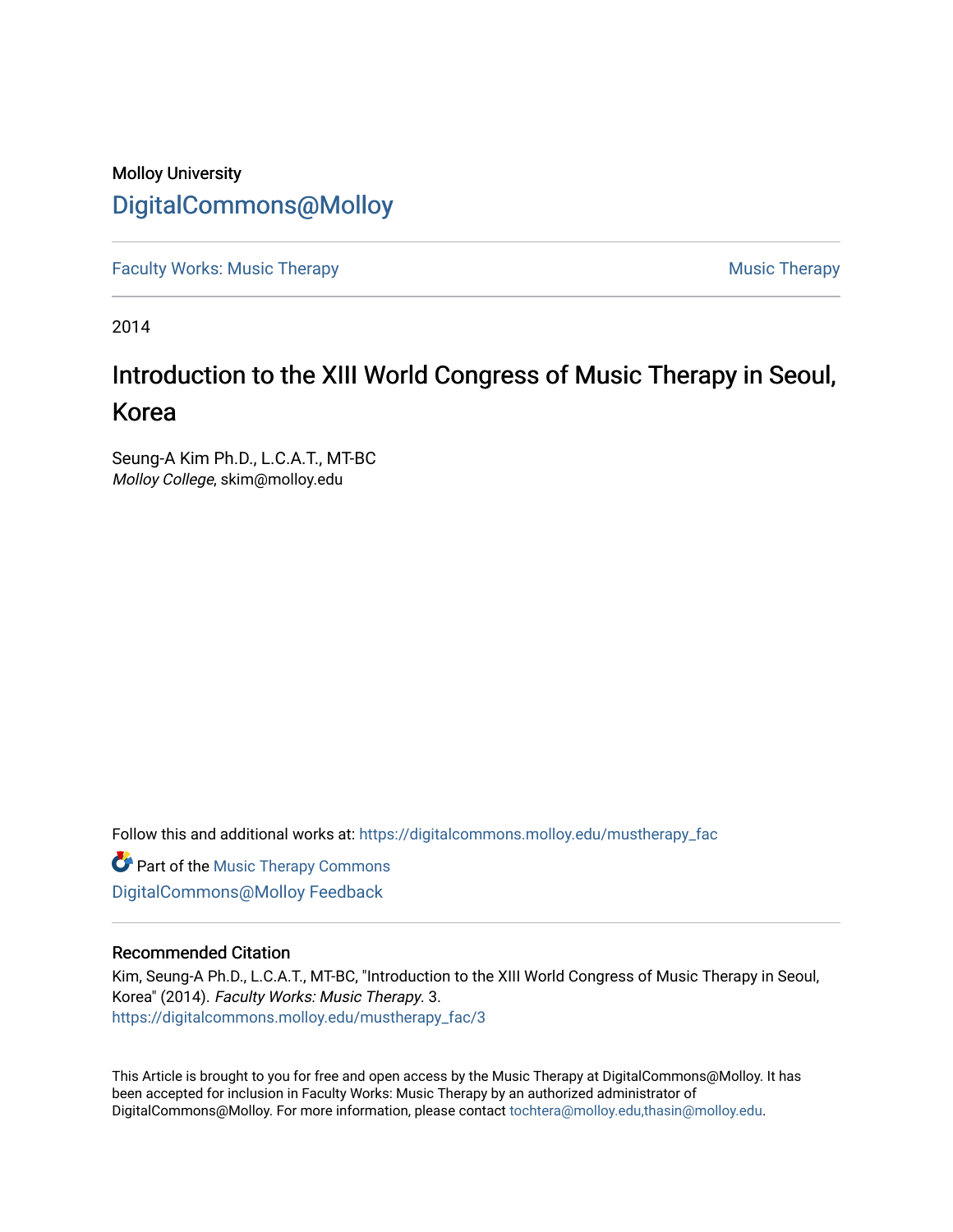Molloy University

# DigitalCommons@Molloy

Faculty Works: Music Therapy

Music Therapy

2014

# Introduction to the XIII World Congress of Music Therapy in Seoul, Korea

Seung-A Kim Ph.D., L.C.A.T., MT-BC
*Molloy College*, skim@molloy.edu

Follow this and additional works at: https://digitalcommons.molloy.edu/mustherapy_fac

Part of the Music Therapy Commons

DigitalCommons@Molloy Feedback

## Recommended Citation

Kim, Seung-A Ph.D., L.C.A.T., MT-BC, "Introduction to the XIII World Congress of Music Therapy in Seoul, Korea" (2014). *Faculty Works: Music Therapy*. 3.
https://digitalcommons.molloy.edu/mustherapy_fac/3

This Article is brought to you for free and open access by the Music Therapy at DigitalCommons@Molloy. It has been accepted for inclusion in Faculty Works: Music Therapy by an authorized administrator of DigitalCommons@Molloy. For more information, please contact tochtera@molloy.edu,thasin@molloy.edu.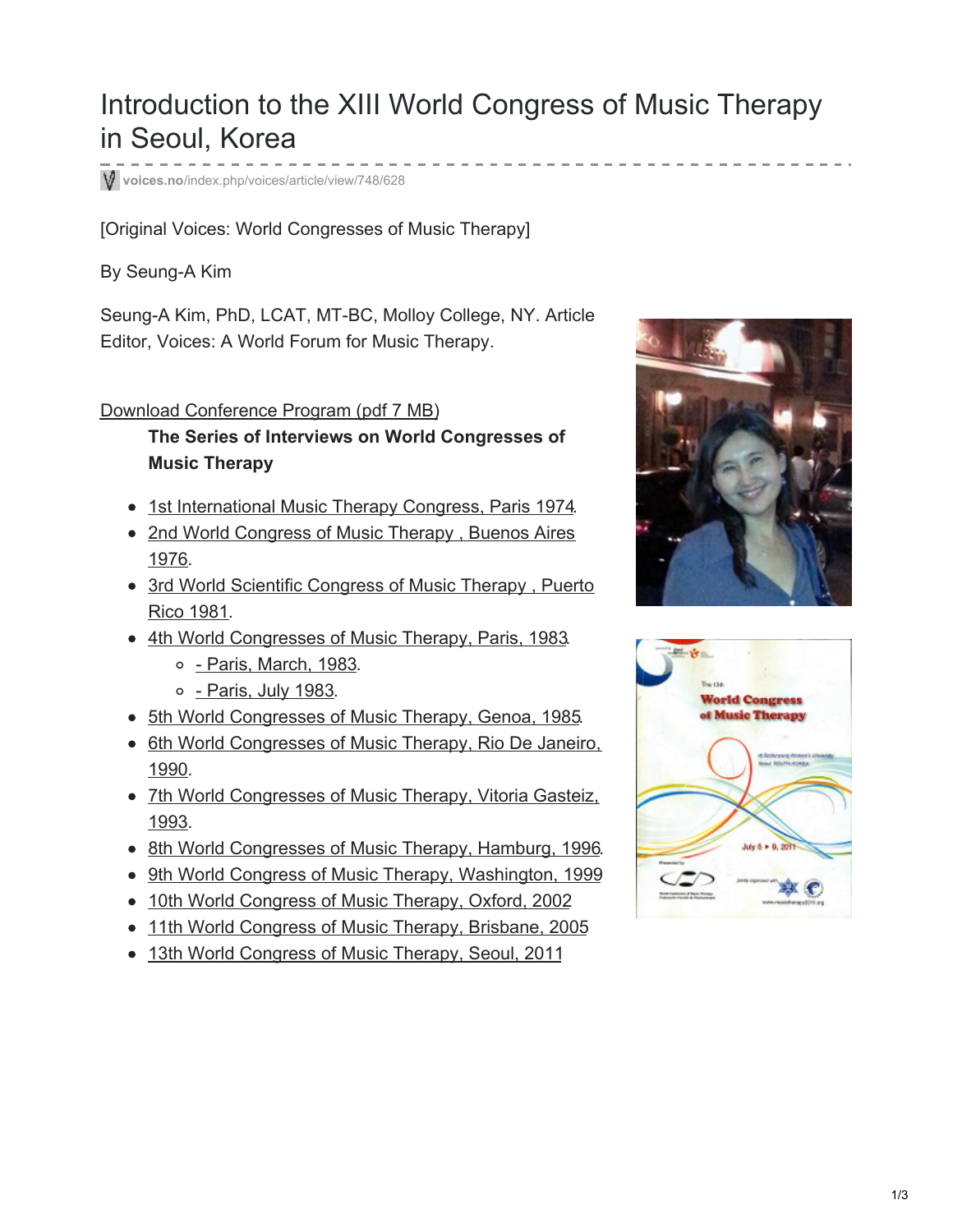# Introduction to the XIII World Congress of Music Therapy in Seoul, Korea

voices.no/index.php/voices/article/view/748/628

[Original Voices: World Congresses of Music Therapy]

By Seung-A Kim

Seung-A Kim, PhD, LCAT, MT-BC, Molloy College, NY. Article Editor, Voices: A World Forum for Music Therapy.

Download Conference Program (pdf 7 MB)

**The Series of Interviews on World Congresses of Music Therapy**

- 1st International Music Therapy Congress, Paris 1974.
- 2nd World Congress of Music Therapy , Buenos Aires 1976.
- 3rd World Scientific Congress of Music Therapy , Puerto Rico 1981.
- 4th World Congresses of Music Therapy, Paris, 1983.
  - - Paris, March, 1983.
  - - Paris, July 1983.
- 5th World Congresses of Music Therapy, Genoa, 1985.
- 6th World Congresses of Music Therapy, Rio De Janeiro, 1990.
- 7th World Congresses of Music Therapy, Vitoria Gasteiz, 1993.
- 8th World Congresses of Music Therapy, Hamburg, 1996.
- 9th World Congress of Music Therapy, Washington, 1999
- 10th World Congress of Music Therapy, Oxford, 2002
- 11th World Congress of Music Therapy, Brisbane, 2005
- 13th World Congress of Music Therapy, Seoul, 2011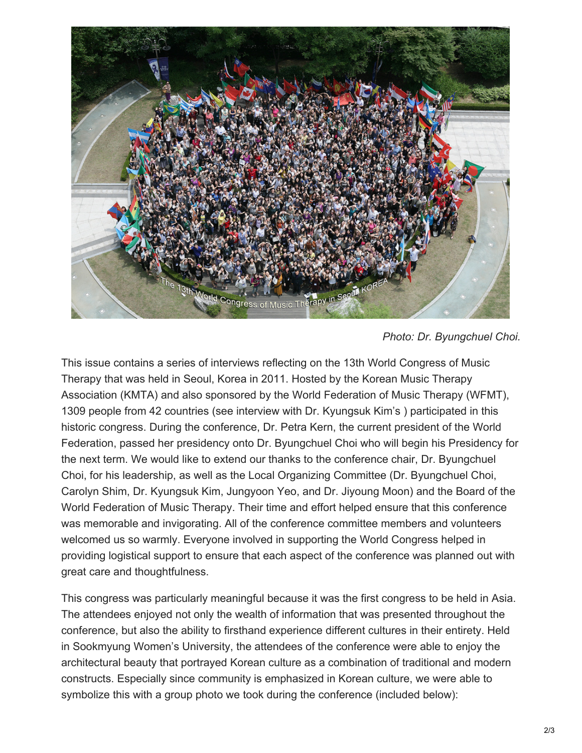*Photo: Dr. Byungchuel Choi.*

This issue contains a series of interviews reflecting on the 13th World Congress of Music Therapy that was held in Seoul, Korea in 2011. Hosted by the Korean Music Therapy Association (KMTA) and also sponsored by the World Federation of Music Therapy (WFMT), 1309 people from 42 countries (see interview with Dr. Kyungsuk Kim's ) participated in this historic congress. During the conference, Dr. Petra Kern, the current president of the World Federation, passed her presidency onto Dr. Byungchuel Choi who will begin his Presidency for the next term. We would like to extend our thanks to the conference chair, Dr. Byungchuel Choi, for his leadership, as well as the Local Organizing Committee (Dr. Byungchuel Choi, Carolyn Shim, Dr. Kyungsuk Kim, Jungyoon Yeo, and Dr. Jiyoung Moon) and the Board of the World Federation of Music Therapy. Their time and effort helped ensure that this conference was memorable and invigorating. All of the conference committee members and volunteers welcomed us so warmly. Everyone involved in supporting the World Congress helped in providing logistical support to ensure that each aspect of the conference was planned out with great care and thoughtfulness.

This congress was particularly meaningful because it was the first congress to be held in Asia. The attendees enjoyed not only the wealth of information that was presented throughout the conference, but also the ability to firsthand experience different cultures in their entirety. Held in Sookmyung Women's University, the attendees of the conference were able to enjoy the architectural beauty that portrayed Korean culture as a combination of traditional and modern constructs. Especially since community is emphasized in Korean culture, we were able to symbolize this with a group photo we took during the conference (included below):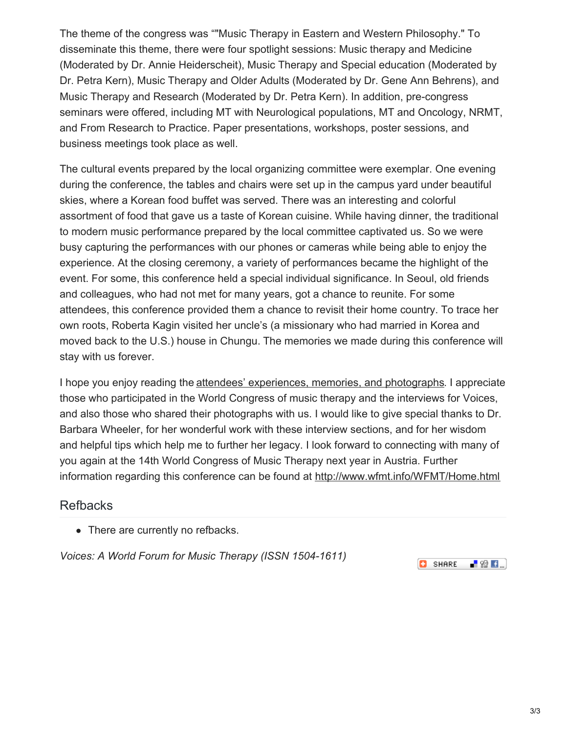The theme of the congress was ""Music Therapy in Eastern and Western Philosophy." To disseminate this theme, there were four spotlight sessions: Music therapy and Medicine (Moderated by Dr. Annie Heiderscheit), Music Therapy and Special education (Moderated by Dr. Petra Kern), Music Therapy and Older Adults (Moderated by Dr. Gene Ann Behrens), and Music Therapy and Research (Moderated by Dr. Petra Kern). In addition, pre-congress seminars were offered, including MT with Neurological populations, MT and Oncology, NRMT, and From Research to Practice. Paper presentations, workshops, poster sessions, and business meetings took place as well.

The cultural events prepared by the local organizing committee were exemplar. One evening during the conference, the tables and chairs were set up in the campus yard under beautiful skies, where a Korean food buffet was served. There was an interesting and colorful assortment of food that gave us a taste of Korean cuisine. While having dinner, the traditional to modern music performance prepared by the local committee captivated us. So we were busy capturing the performances with our phones or cameras while being able to enjoy the experience. At the closing ceremony, a variety of performances became the highlight of the event. For some, this conference held a special individual significance. In Seoul, old friends and colleagues, who had not met for many years, got a chance to reunite. For some attendees, this conference provided them a chance to revisit their home country. To trace her own roots, Roberta Kagin visited her uncle's (a missionary who had married in Korea and moved back to the U.S.) house in Chungu. The memories we made during this conference will stay with us forever.

I hope you enjoy reading the attendees' experiences, memories, and photographs. I appreciate those who participated in the World Congress of music therapy and the interviews for Voices, and also those who shared their photographs with us. I would like to give special thanks to Dr. Barbara Wheeler, for her wonderful work with these interview sections, and for her wisdom and helpful tips which help me to further her legacy. I look forward to connecting with many of you again at the 14th World Congress of Music Therapy next year in Austria. Further information regarding this conference can be found at http://www.wfmt.info/WFMT/Home.html

## Refbacks

- There are currently no refbacks.

*Voices: A World Forum for Music Therapy (ISSN 1504-1611)*